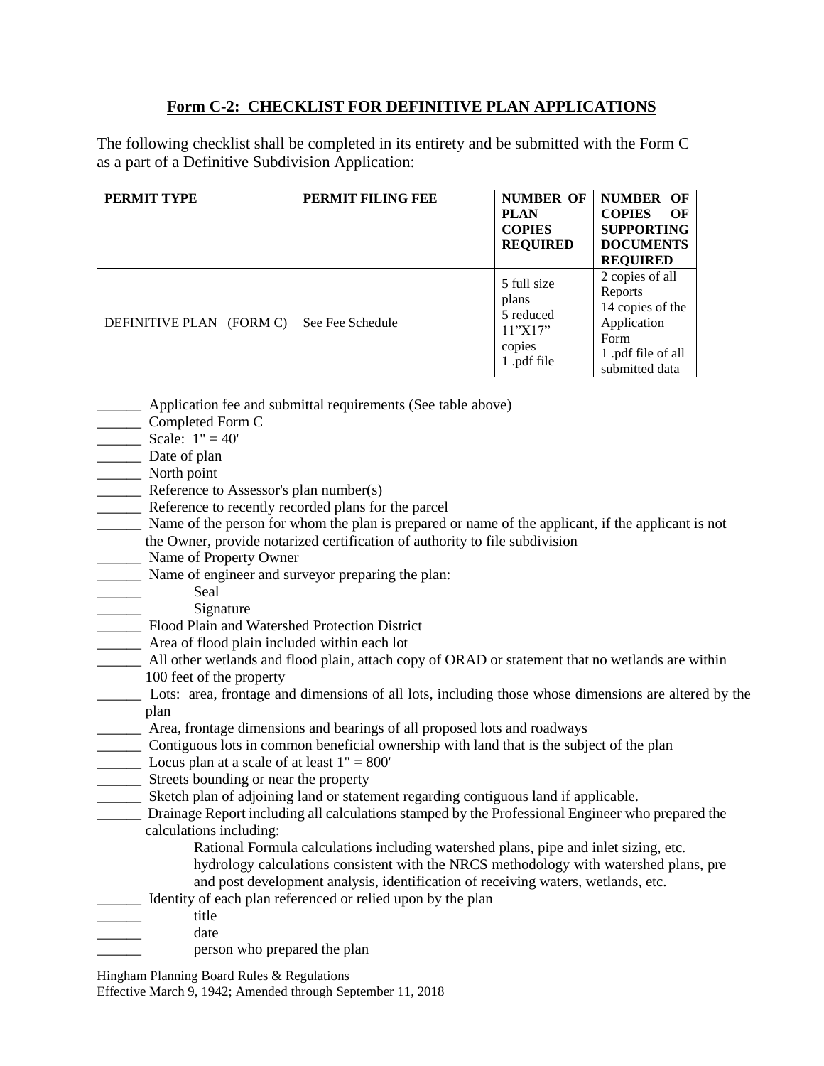## Form C-2: CHECKLIST FOR DEFINITIVE PLAN APPLICATIONS

The following checklist shall be completed in its entirety and be submitted with the Form C as a part of a Definitive Subdivision Application:

| PERMIT TYPE | PERMIT FILING FEE | NUMBER OF PLAN COPIES REQUIRED | NUMBER OF COPIES OF SUPPORTING DOCUMENTS REQUIRED |
|---|---|---|---|
| DEFINITIVE PLAN (FORM C) | See Fee Schedule | 5 full size plans<br>5 reduced 11"X17" copies<br>1 .pdf file | 2 copies of all Reports<br>14 copies of the Application Form<br>1 .pdf file of all submitted data |

______ Application fee and submittal requirements (See table above)
______ Completed Form C
______ Scale: 1" = 40'
______ Date of plan
______ North point
______ Reference to Assessor's plan number(s)
______ Reference to recently recorded plans for the parcel
______ Name of the person for whom the plan is prepared or name of the applicant, if the applicant is not the Owner, provide notarized certification of authority to file subdivision
______ Name of Property Owner
______ Name of engineer and surveyor preparing the plan:
______ Seal
______ Signature
______ Flood Plain and Watershed Protection District
______ Area of flood plain included within each lot
______ All other wetlands and flood plain, attach copy of ORAD or statement that no wetlands are within 100 feet of the property
______ Lots: area, frontage and dimensions of all lots, including those whose dimensions are altered by the plan
______ Area, frontage dimensions and bearings of all proposed lots and roadways
______ Contiguous lots in common beneficial ownership with land that is the subject of the plan
______ Locus plan at a scale of at least 1" = 800'
______ Streets bounding or near the property
______ Sketch plan of adjoining land or statement regarding contiguous land if applicable.
______ Drainage Report including all calculations stamped by the Professional Engineer who prepared the calculations including:
Rational Formula calculations including watershed plans, pipe and inlet sizing, etc.
hydrology calculations consistent with the NRCS methodology with watershed plans, pre and post development analysis, identification of receiving waters, wetlands, etc.
______ Identity of each plan referenced or relied upon by the plan
______ title
______ date
______ person who prepared the plan

Hingham Planning Board Rules & Regulations
Effective March 9, 1942; Amended through September 11, 2018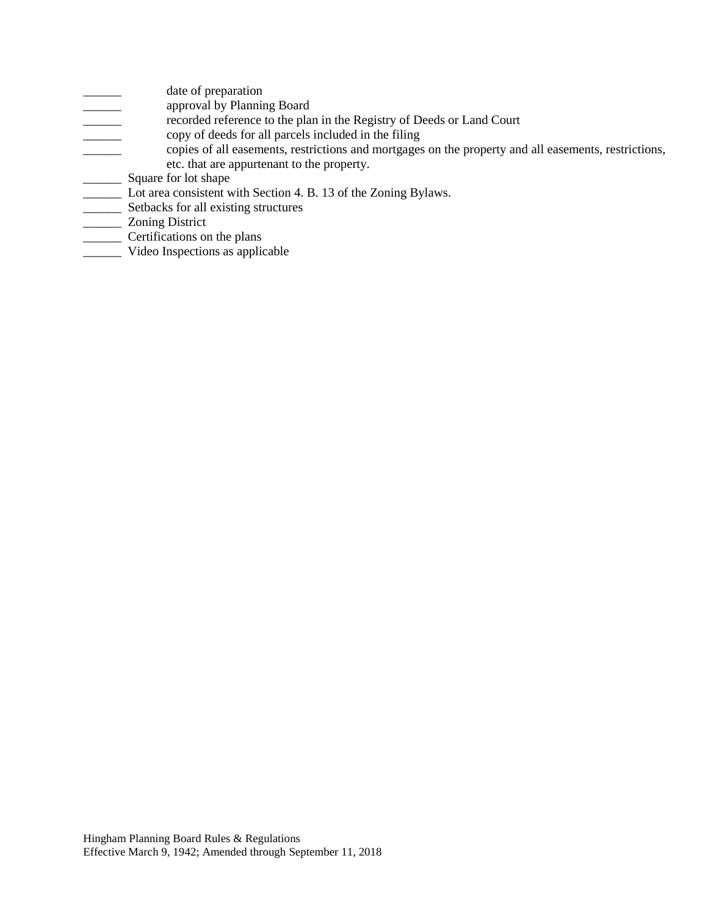______ date of preparation
______ approval by Planning Board
______ recorded reference to the plan in the Registry of Deeds or Land Court
______ copy of deeds for all parcels included in the filing
______ copies of all easements, restrictions and mortgages on the property and all easements, restrictions, etc. that are appurtenant to the property.

______ Square for lot shape
______ Lot area consistent with Section 4. B. 13 of the Zoning Bylaws.
______ Setbacks for all existing structures
______ Zoning District
______ Certifications on the plans
______ Video Inspections as applicable